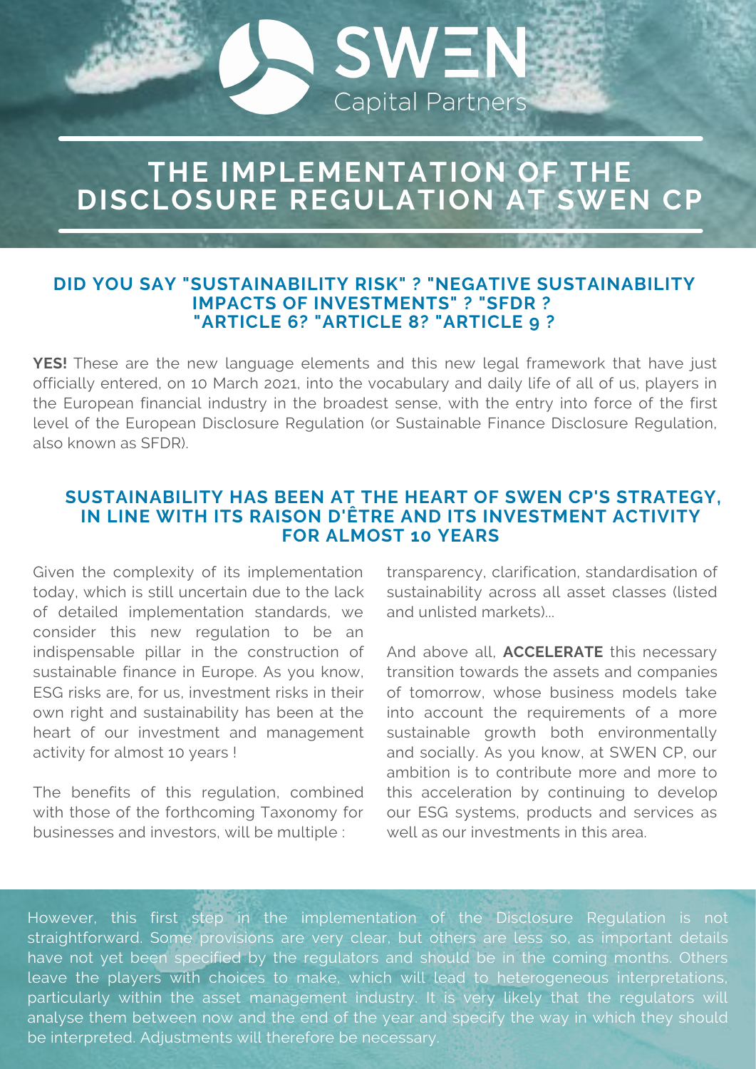SWEN Capital Partners

# THE IMPLEMENTATION OF THE DISCLOSURE REGULATION AT SWEN CP

### DID YOU SAY "SUSTAINABILITY RISK" ? "NEGATIVE SUSTAINABILITY IMPACTS OF INVESTMENTS" ? "SFDR ? "ARTICLE 6? "ARTICLE 8? "ARTICLE 9 ?

**YES!** These are the new language elements and this new legal framework that have just officially entered, on 10 March 2021, into the vocabulary and daily life of all of us, players in the European financial industry in the broadest sense, with the entry into force of the first level of the European Disclosure Regulation (or Sustainable Finance Disclosure Regulation, also known as SFDR).

### SUSTAINABILITY HAS BEEN AT THE HEART OF SWEN CP'S STRATEGY, IN LINE WITH ITS RAISON D'ÊTRE AND ITS INVESTMENT ACTIVITY FOR ALMOST 10 YEARS

Given the complexity of its implementation today, which is still uncertain due to the lack of detailed implementation standards, we consider this new regulation to be an indispensable pillar in the construction of sustainable finance in Europe. As you know, ESG risks are, for us, investment risks in their own right and sustainability has been at the heart of our investment and management activity for almost 10 years !

The benefits of this regulation, combined with those of the forthcoming Taxonomy for businesses and investors, will be multiple : transparency, clarification, standardisation of sustainability across all asset classes (listed and unlisted markets)...

And above all, **ACCELERATE** this necessary transition towards the assets and companies of tomorrow, whose business models take into account the requirements of a more sustainable growth both environmentally and socially. As you know, at SWEN CP, our ambition is to contribute more and more to this acceleration by continuing to develop our ESG systems, products and services as well as our investments in this area.

However, this first step in the implementation of the Disclosure Regulation is not straightforward. Some provisions are very clear, but others are less so, as important details have not yet been specified by the regulators and should be in the coming months. Others leave the players with choices to make, which will lead to heterogeneous interpretations, particularly within the asset management industry. It is very likely that the regulators will analyse them between now and the end of the year and specify the way in which they should be interpreted. Adjustments will therefore be necessary.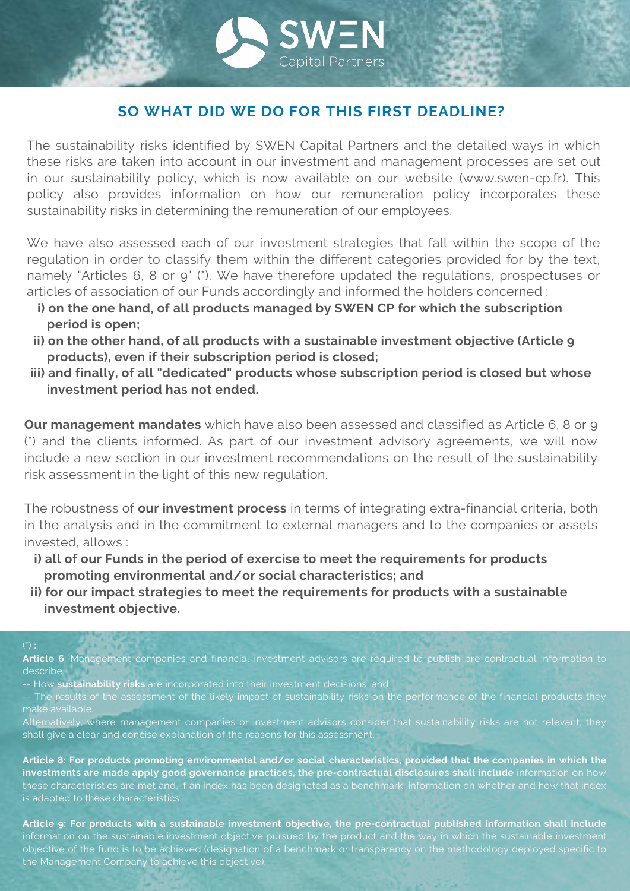SWEN Capital Partners

## SO WHAT DID WE DO FOR THIS FIRST DEADLINE?

The sustainability risks identified by SWEN Capital Partners and the detailed ways in which these risks are taken into account in our investment and management processes are set out in our sustainability policy, which is now available on our website (www.swen-cp.fr). This policy also provides information on how our remuneration policy incorporates these sustainability risks in determining the remuneration of our employees.

We have also assessed each of our investment strategies that fall within the scope of the regulation in order to classify them within the different categories provided for by the text, namely "Articles 6, 8 or 9" (*). We have therefore updated the regulations, prospectuses or articles of association of our Funds accordingly and informed the holders concerned :

- **i) on the one hand, of all products managed by SWEN CP for which the subscription period is open;**
- **ii) on the other hand, of all products with a sustainable investment objective (Article 9 products), even if their subscription period is closed;**
- **iii) and finally, of all "dedicated" products whose subscription period is closed but whose investment period has not ended.**

**Our management mandates** which have also been assessed and classified as Article 6, 8 or 9 (*) and the clients informed. As part of our investment advisory agreements, we will now include a new section in our investment recommendations on the result of the sustainability risk assessment in the light of this new regulation.

The robustness of **our investment process** in terms of integrating extra-financial criteria, both in the analysis and in the commitment to external managers and to the companies or assets invested, allows :

- **i) all of our Funds in the period of exercise to meet the requirements for products promoting environmental and/or social characteristics; and**
- **ii) for our impact strategies to meet the requirements for products with a sustainable investment objective.**

(*) :

**Article 6**: Management companies and financial investment advisors are required to publish pre-contractual information to describe

-- How **sustainability risks** are incorporated into their investment decisions; and

-- The results of the assessment of the likely impact of sustainability risks on the performance of the financial products they make available.

Alternatively, where management companies or investment advisors consider that sustainability risks are not relevant, they shall give a clear and concise explanation of the reasons for this assessment.

**Article 8: For products promoting environmental and/or social characteristics, provided that the companies in which the investments are made apply good governance practices, the pre-contractual disclosures shall include** information on how these characteristics are met and, if an index has been designated as a benchmark, information on whether and how that index is adapted to these characteristics.

**Article 9: For products with a sustainable investment objective, the pre-contractual published information shall include** information on the sustainable investment objective pursued by the product and the way in which the sustainable investment objective of the fund is to be achieved (designation of a benchmark or transparency on the methodology deployed specific to the Management Company to achieve this objective).